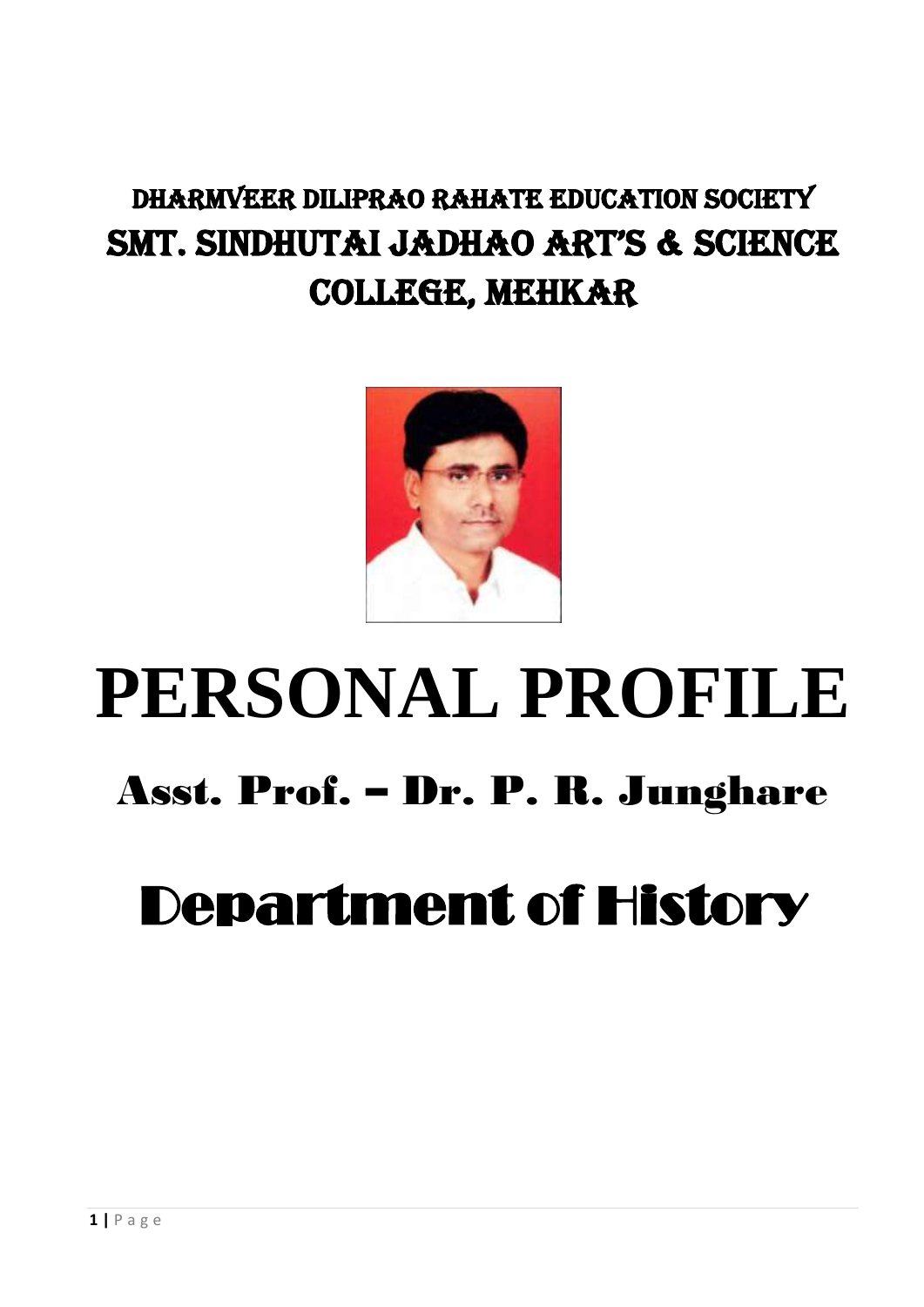## DHARMVEER DILIPRAO RAHATE EDUCATION SOCIETY

## SMT. SINDHUTAI JADHAO ART'S & SCIENCE COLLEGE, MEHKAR

# PERSONAL PROFILE

## Asst. Prof. – Dr. P. R. Junghare

# Department of History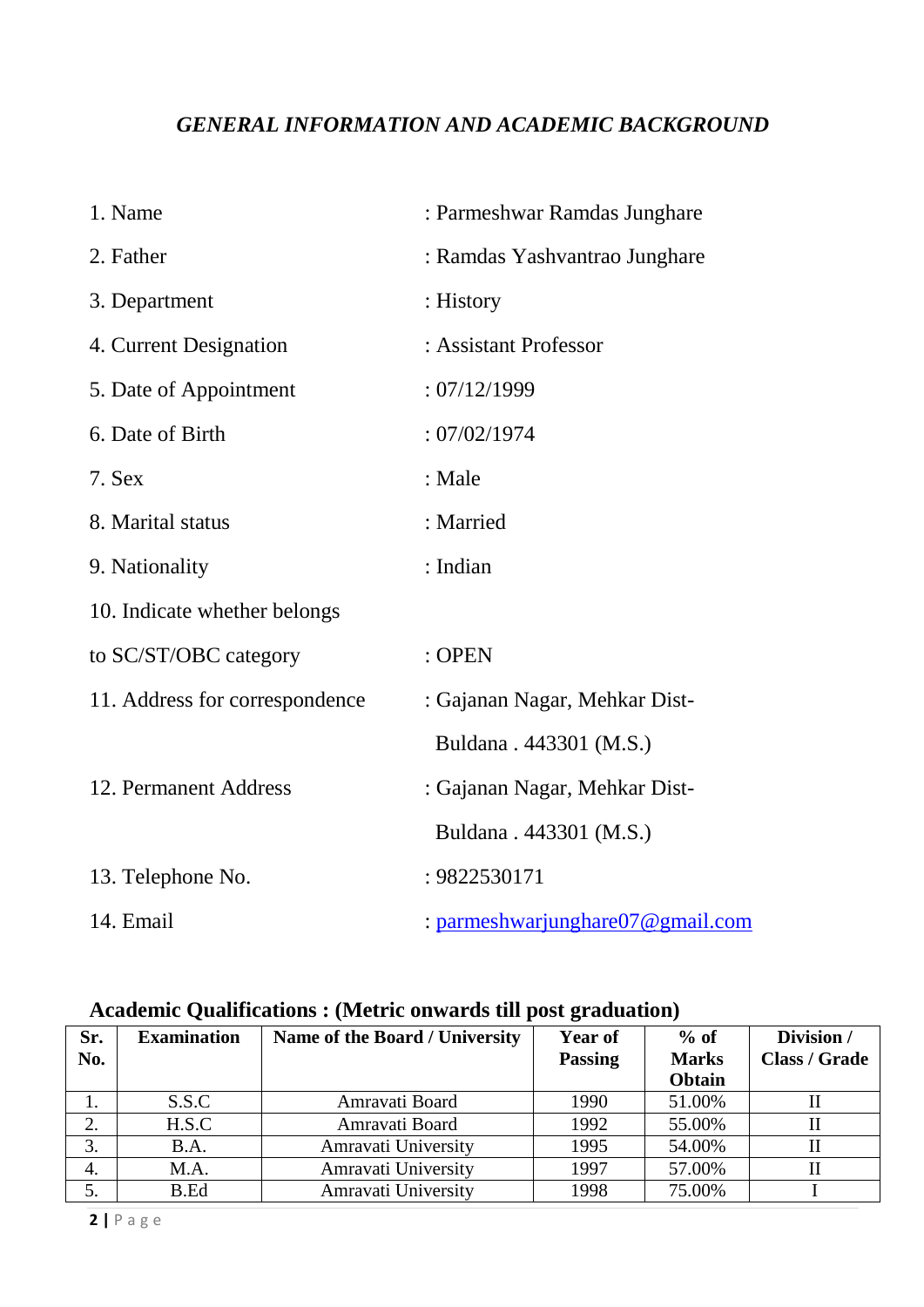## *GENERAL INFORMATION AND ACADEMIC BACKGROUND*

1. Name : Parmeshwar Ramdas Junghare
2. Father : Ramdas Yashvantrao Junghare
3. Department : History
4. Current Designation : Assistant Professor
5. Date of Appointment : 07/12/1999
6. Date of Birth : 07/02/1974
7. Sex : Male
8. Marital status : Married
9. Nationality : Indian
10. Indicate whether belongs to SC/ST/OBC category : OPEN
11. Address for correspondence : Gajanan Nagar, Mehkar Dist- Buldana . 443301 (M.S.)
12. Permanent Address : Gajanan Nagar, Mehkar Dist- Buldana . 443301 (M.S.)
13. Telephone No. : 9822530171
14. Email : parmeshwarjunghare07@gmail.com

**Academic Qualifications : (Metric onwards till post graduation)**

| Sr. No. | Examination | Name of the Board / University | Year of Passing | % of Marks Obtain | Division / Class / Grade |
|---|---|---|---|---|---|
| 1. | S.S.C | Amravati Board | 1990 | 51.00% | II |
| 2. | H.S.C | Amravati Board | 1992 | 55.00% | II |
| 3. | B.A. | Amravati University | 1995 | 54.00% | II |
| 4. | M.A. | Amravati University | 1997 | 57.00% | II |
| 5. | B.Ed | Amravati University | 1998 | 75.00% | I |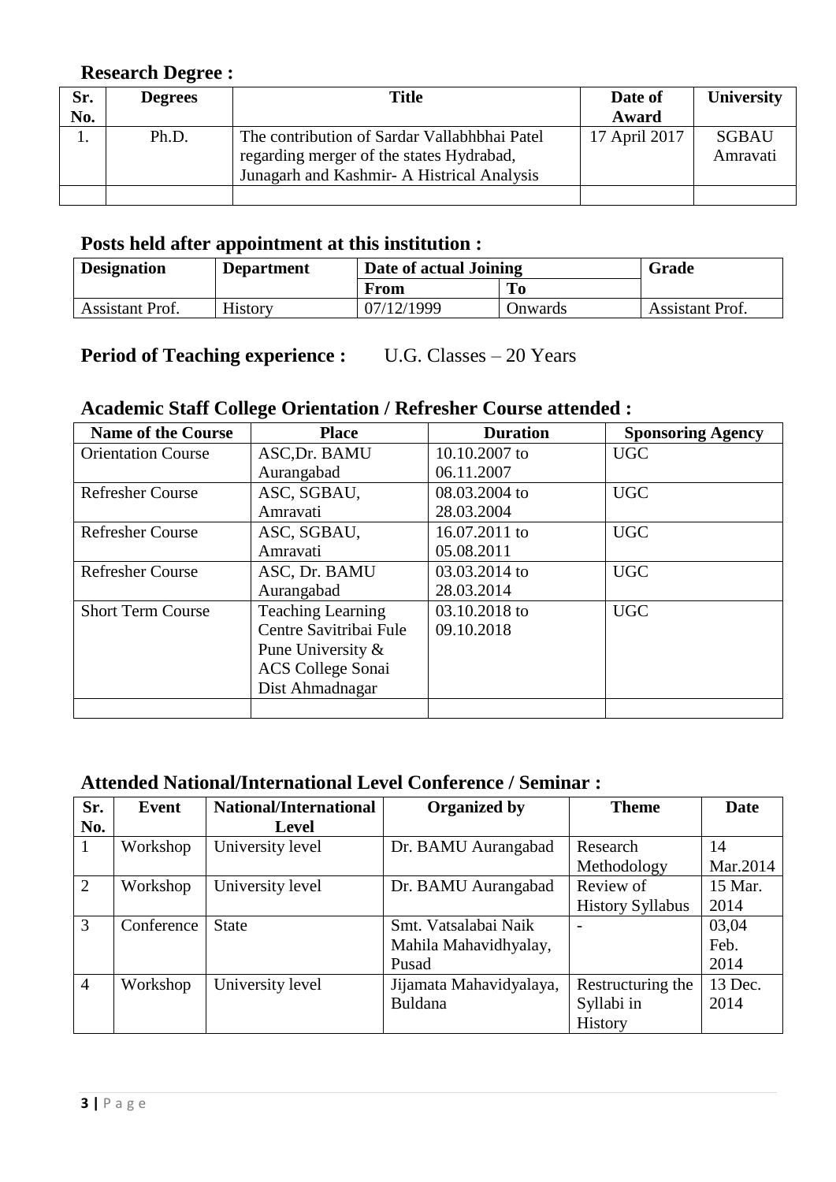### Research Degree :

| Sr. No. | Degrees | Title | Date of Award | University |
|---|---|---|---|---|
| 1. | Ph.D. | The contribution of Sardar Vallabhbhai Patel regarding merger of the states Hydrabad, Junagarh and Kashmir- A Histrical Analysis | 17 April 2017 | SGBAU Amravati |
| | | | | |

### Posts held after appointment at this institution :

| Designation | Department | Date of actual Joining | | Grade |
|---|---|---|---|---|
| | | From | To | |
| Assistant Prof. | History | 07/12/1999 | Onwards | Assistant Prof. |

**Period of Teaching experience :** U.G. Classes – 20 Years

### Academic Staff College Orientation / Refresher Course attended :

| Name of the Course | Place | Duration | Sponsoring Agency |
|---|---|---|---|
| Orientation Course | ASC,Dr. BAMU Aurangabad | 10.10.2007 to 06.11.2007 | UGC |
| Refresher Course | ASC, SGBAU, Amravati | 08.03.2004 to 28.03.2004 | UGC |
| Refresher Course | ASC, SGBAU, Amravati | 16.07.2011 to 05.08.2011 | UGC |
| Refresher Course | ASC, Dr. BAMU Aurangabad | 03.03.2014 to 28.03.2014 | UGC |
| Short Term Course | Teaching Learning Centre Savitribai Fule Pune University & ACS College Sonai Dist Ahmadnagar | 03.10.2018 to 09.10.2018 | UGC |
| | | | |

### Attended National/International Level Conference / Seminar :

| Sr. No. | Event | National/International Level | Organized by | Theme | Date |
|---|---|---|---|---|---|
| 1 | Workshop | University level | Dr. BAMU Aurangabad | Research Methodology | 14 Mar.2014 |
| 2 | Workshop | University level | Dr. BAMU Aurangabad | Review of History Syllabus | 15 Mar. 2014 |
| 3 | Conference | State | Smt. Vatsalabai Naik Mahila Mahavidhyalay, Pusad | - | 03,04 Feb. 2014 |
| 4 | Workshop | University level | Jijamata Mahavidyalaya, Buldana | Restructuring the Syllabi in History | 13 Dec. 2014 |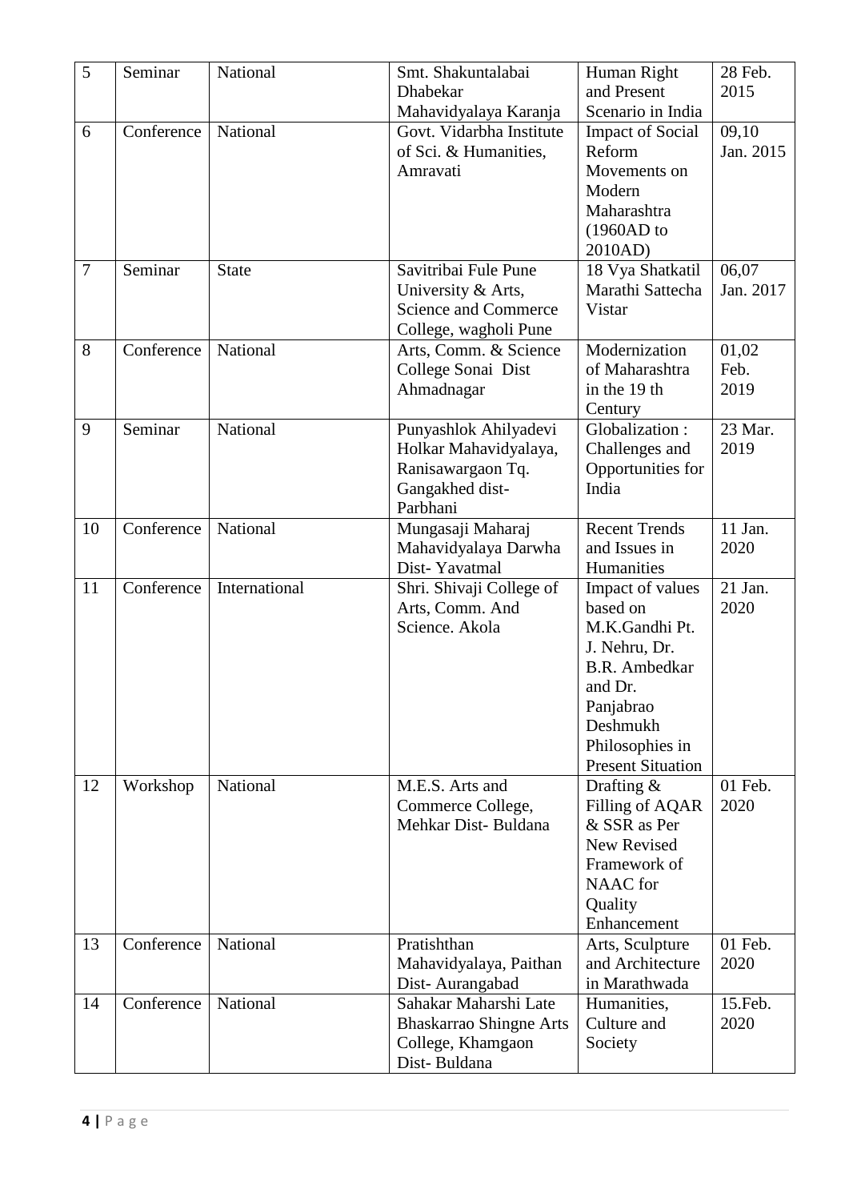| 5 | Seminar | National | Smt. Shakuntalabai Dhabekar Mahavidyalaya Karanja | Human Right and Present Scenario in India | 28 Feb. 2015 |
|---|---|---|---|---|---|
| 6 | Conference | National | Govt. Vidarbha Institute of Sci. & Humanities, Amravati | Impact of Social Reform Movements on Modern Maharashtra (1960AD to 2010AD) | 09,10 Jan. 2015 |
| 7 | Seminar | State | Savitribai Fule Pune University & Arts, Science and Commerce College, wagholi Pune | 18 Vya Shatkatil Marathi Sattecha Vistar | 06,07 Jan. 2017 |
| 8 | Conference | National | Arts, Comm. & Science College Sonai Dist Ahmadnagar | Modernization of Maharashtra in the 19 th Century | 01,02 Feb. 2019 |
| 9 | Seminar | National | Punyashlok Ahilyadevi Holkar Mahavidyalaya, Ranisawargaon Tq. Gangakhed dist- Parbhani | Globalization : Challenges and Opportunities for India | 23 Mar. 2019 |
| 10 | Conference | National | Mungasaji Maharaj Mahavidyalaya Darwha Dist- Yavatmal | Recent Trends and Issues in Humanities | 11 Jan. 2020 |
| 11 | Conference | International | Shri. Shivaji College of Arts, Comm. And Science. Akola | Impact of values based on M.K.Gandhi Pt. J. Nehru, Dr. B.R. Ambedkar and Dr. Panjabrao Deshmukh Philosophies in Present Situation | 21 Jan. 2020 |
| 12 | Workshop | National | M.E.S. Arts and Commerce College, Mehkar Dist- Buldana | Drafting & Filling of AQAR & SSR as Per New Revised Framework of NAAC for Quality Enhancement | 01 Feb. 2020 |
| 13 | Conference | National | Pratishthan Mahavidyalaya, Paithan Dist- Aurangabad | Arts, Sculpture and Architecture in Marathwada | 01 Feb. 2020 |
| 14 | Conference | National | Sahakar Maharshi Late Bhaskarrao Shingne Arts College, Khamgaon Dist- Buldana | Humanities, Culture and Society | 15.Feb. 2020 |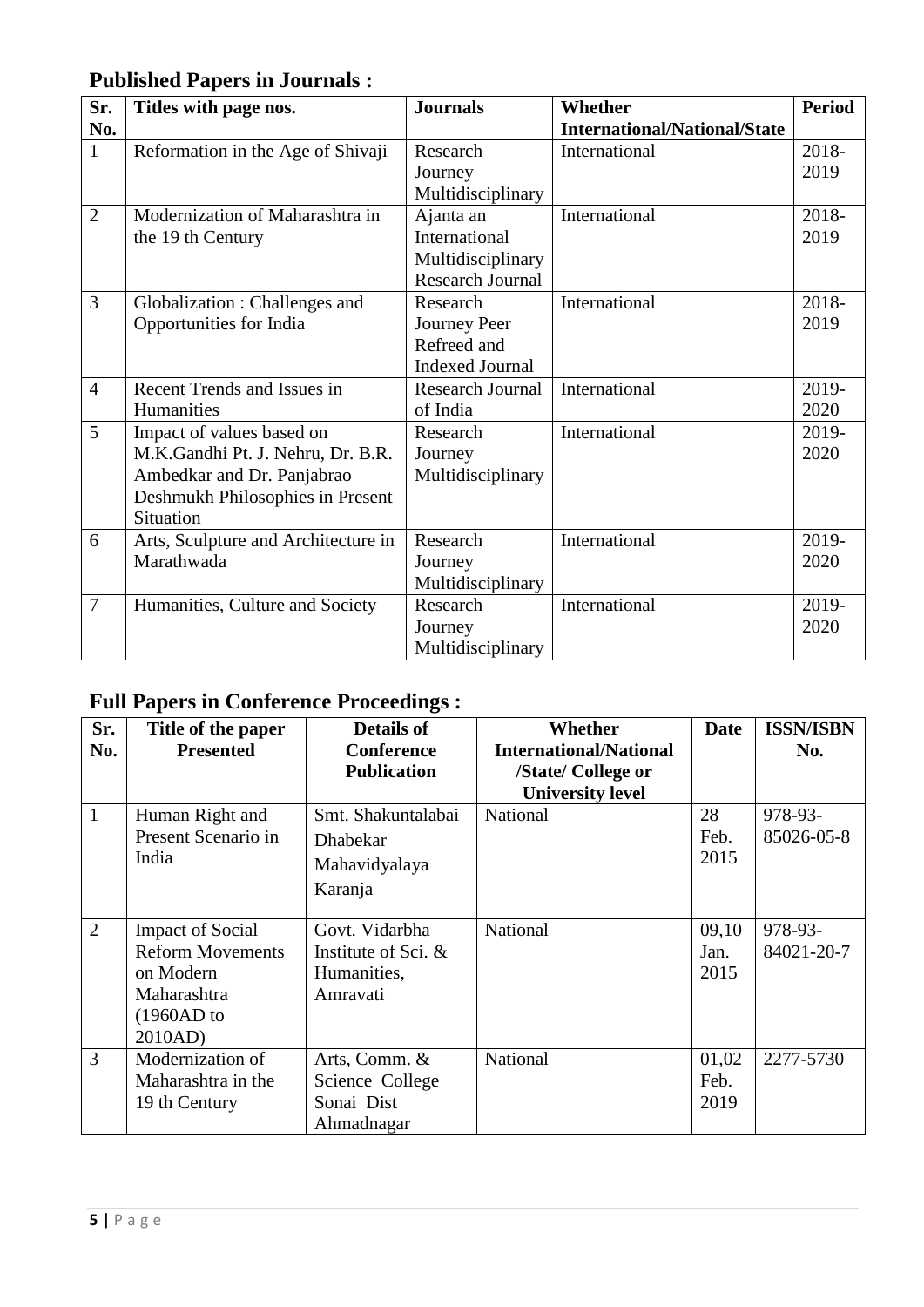## Published Papers in Journals :

| Sr. No. | Titles with page nos. | Journals | Whether International/National/State | Period |
|---|---|---|---|---|
| 1 | Reformation in the Age of Shivaji | Research Journey Multidisciplinary | International | 2018-2019 |
| 2 | Modernization of Maharashtra in the 19 th Century | Ajanta an International Multidisciplinary Research Journal | International | 2018-2019 |
| 3 | Globalization : Challenges and Opportunities for India | Research Journey Peer Refreed and Indexed Journal | International | 2018-2019 |
| 4 | Recent Trends and Issues in Humanities | Research Journal of India | International | 2019-2020 |
| 5 | Impact of values based on M.K.Gandhi Pt. J. Nehru, Dr. B.R. Ambedkar and Dr. Panjabrao Deshmukh Philosophies in Present Situation | Research Journey Multidisciplinary | International | 2019-2020 |
| 6 | Arts, Sculpture and Architecture in Marathwada | Research Journey Multidisciplinary | International | 2019-2020 |
| 7 | Humanities, Culture and Society | Research Journey Multidisciplinary | International | 2019-2020 |

## Full Papers in Conference Proceedings :

| Sr. No. | Title of the paper Presented | Details of Conference Publication | Whether International/National /State/ College or University level | Date | ISSN/ISBN No. |
|---|---|---|---|---|---|
| 1 | Human Right and Present Scenario in India | Smt. Shakuntalabai Dhabekar Mahavidyalaya Karanja | National | 28 Feb. 2015 | 978-93-85026-05-8 |
| 2 | Impact of Social Reform Movements on Modern Maharashtra (1960AD to 2010AD) | Govt. Vidarbha Institute of Sci. & Humanities, Amravati | National | 09,10 Jan. 2015 | 978-93-84021-20-7 |
| 3 | Modernization of Maharashtra in the 19 th Century | Arts, Comm. & Science College Sonai Dist Ahmadnagar | National | 01,02 Feb. 2019 | 2277-5730 |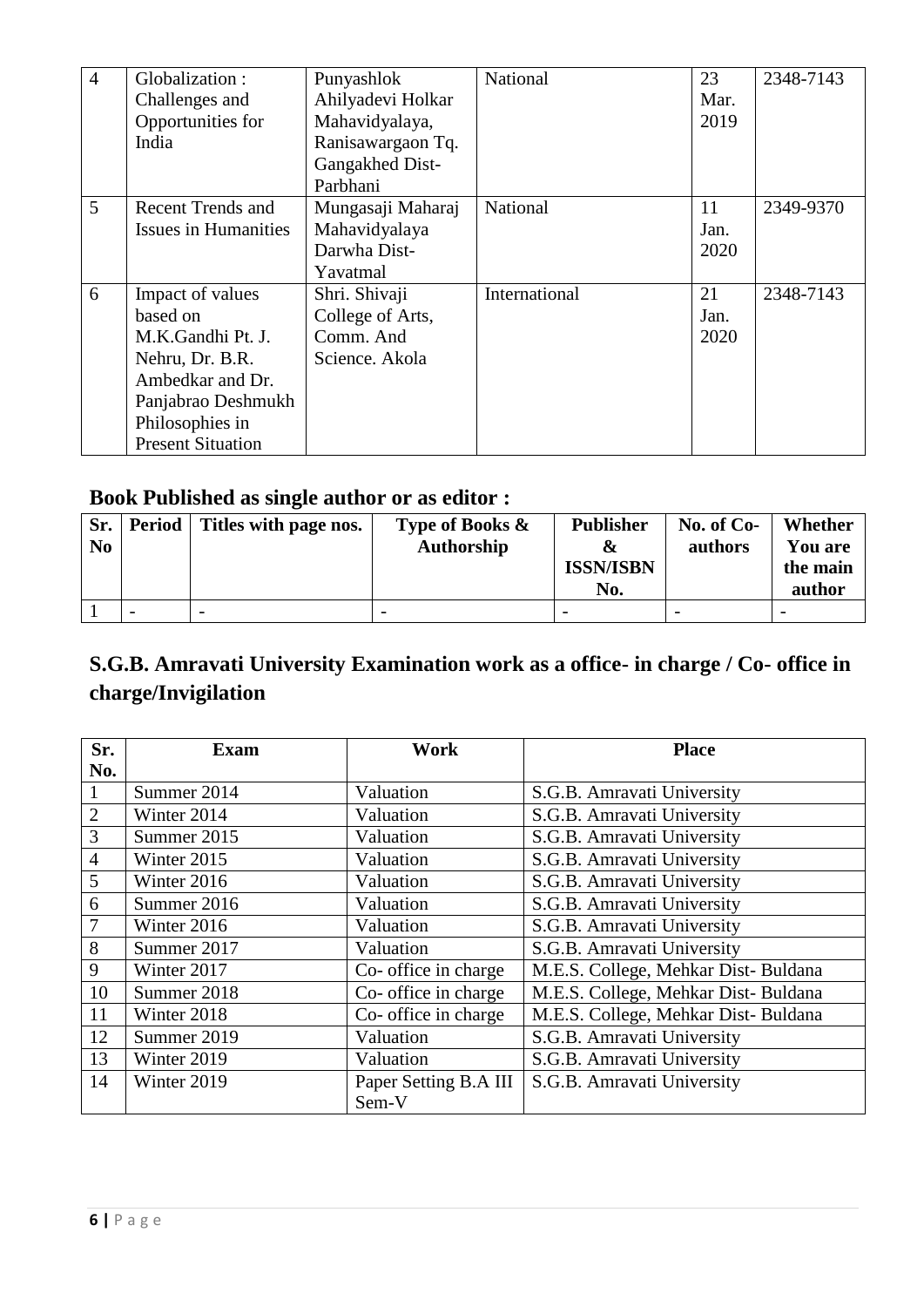| 4 | Globalization : Challenges and Opportunities for India | Punyashlok Ahilyadevi Holkar Mahavidyalaya, Ranisawargaon Tq. Gangakhed Dist- Parbhani | National | 23 Mar. 2019 | 2348-7143 |
|---|---|---|---|---|---|
| 5 | Recent Trends and Issues in Humanities | Mungasaji Maharaj Mahavidyalaya Darwha Dist- Yavatmal | National | 11 Jan. 2020 | 2349-9370 |
| 6 | Impact of values based on M.K.Gandhi Pt. J. Nehru, Dr. B.R. Ambedkar and Dr. Panjabrao Deshmukh Philosophies in Present Situation | Shri. Shivaji College of Arts, Comm. And Science. Akola | International | 21 Jan. 2020 | 2348-7143 |

## Book Published as single author or as editor :

| Sr. No | Period | Titles with page nos. | Type of Books & Authorship | Publisher & ISSN/ISBN No. | No. of Co-authors | Whether You are the main author |
|---|---|---|---|---|---|---|
| 1 | - | - | - | - | - | - |

## S.G.B. Amravati University Examination work as a office- in charge / Co- office in charge/Invigilation

| Sr. No. | Exam | Work | Place |
|---|---|---|---|
| 1 | Summer 2014 | Valuation | S.G.B. Amravati University |
| 2 | Winter 2014 | Valuation | S.G.B. Amravati University |
| 3 | Summer 2015 | Valuation | S.G.B. Amravati University |
| 4 | Winter 2015 | Valuation | S.G.B. Amravati University |
| 5 | Winter 2016 | Valuation | S.G.B. Amravati University |
| 6 | Summer 2016 | Valuation | S.G.B. Amravati University |
| 7 | Winter 2016 | Valuation | S.G.B. Amravati University |
| 8 | Summer 2017 | Valuation | S.G.B. Amravati University |
| 9 | Winter 2017 | Co- office in charge | M.E.S. College, Mehkar Dist- Buldana |
| 10 | Summer 2018 | Co- office in charge | M.E.S. College, Mehkar Dist- Buldana |
| 11 | Winter 2018 | Co- office in charge | M.E.S. College, Mehkar Dist- Buldana |
| 12 | Summer 2019 | Valuation | S.G.B. Amravati University |
| 13 | Winter 2019 | Valuation | S.G.B. Amravati University |
| 14 | Winter 2019 | Paper Setting B.A III Sem-V | S.G.B. Amravati University |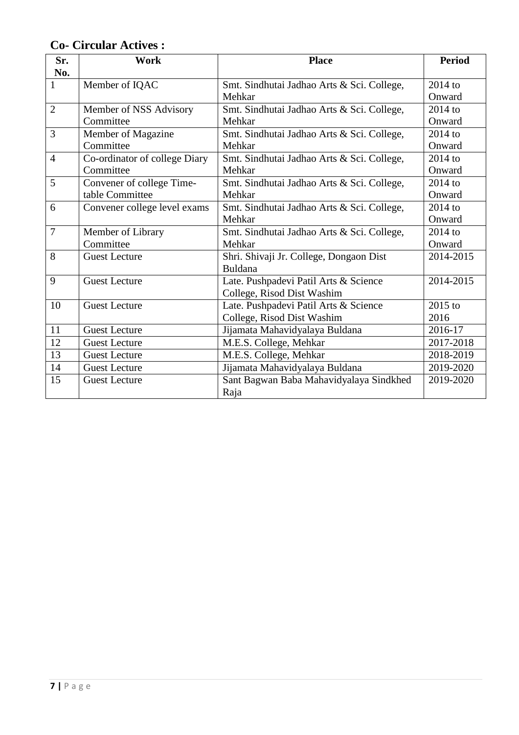## Co- Circular Actives :

| Sr. No. | Work | Place | Period |
|---|---|---|---|
| 1 | Member of IQAC | Smt. Sindhutai Jadhao Arts & Sci. College, Mehkar | 2014 to Onward |
| 2 | Member of NSS Advisory Committee | Smt. Sindhutai Jadhao Arts & Sci. College, Mehkar | 2014 to Onward |
| 3 | Member of Magazine Committee | Smt. Sindhutai Jadhao Arts & Sci. College, Mehkar | 2014 to Onward |
| 4 | Co-ordinator of college Diary Committee | Smt. Sindhutai Jadhao Arts & Sci. College, Mehkar | 2014 to Onward |
| 5 | Convener of college Time-table Committee | Smt. Sindhutai Jadhao Arts & Sci. College, Mehkar | 2014 to Onward |
| 6 | Convener college level exams | Smt. Sindhutai Jadhao Arts & Sci. College, Mehkar | 2014 to Onward |
| 7 | Member of Library Committee | Smt. Sindhutai Jadhao Arts & Sci. College, Mehkar | 2014 to Onward |
| 8 | Guest Lecture | Shri. Shivaji Jr. College, Dongaon Dist Buldana | 2014-2015 |
| 9 | Guest Lecture | Late. Pushpadevi Patil Arts & Science College, Risod Dist Washim | 2014-2015 |
| 10 | Guest Lecture | Late. Pushpadevi Patil Arts & Science College, Risod Dist Washim | 2015 to 2016 |
| 11 | Guest Lecture | Jijamata Mahavidyalaya Buldana | 2016-17 |
| 12 | Guest Lecture | M.E.S. College, Mehkar | 2017-2018 |
| 13 | Guest Lecture | M.E.S. College, Mehkar | 2018-2019 |
| 14 | Guest Lecture | Jijamata Mahavidyalaya Buldana | 2019-2020 |
| 15 | Guest Lecture | Sant Bagwan Baba Mahavidyalaya Sindkhed Raja | 2019-2020 |